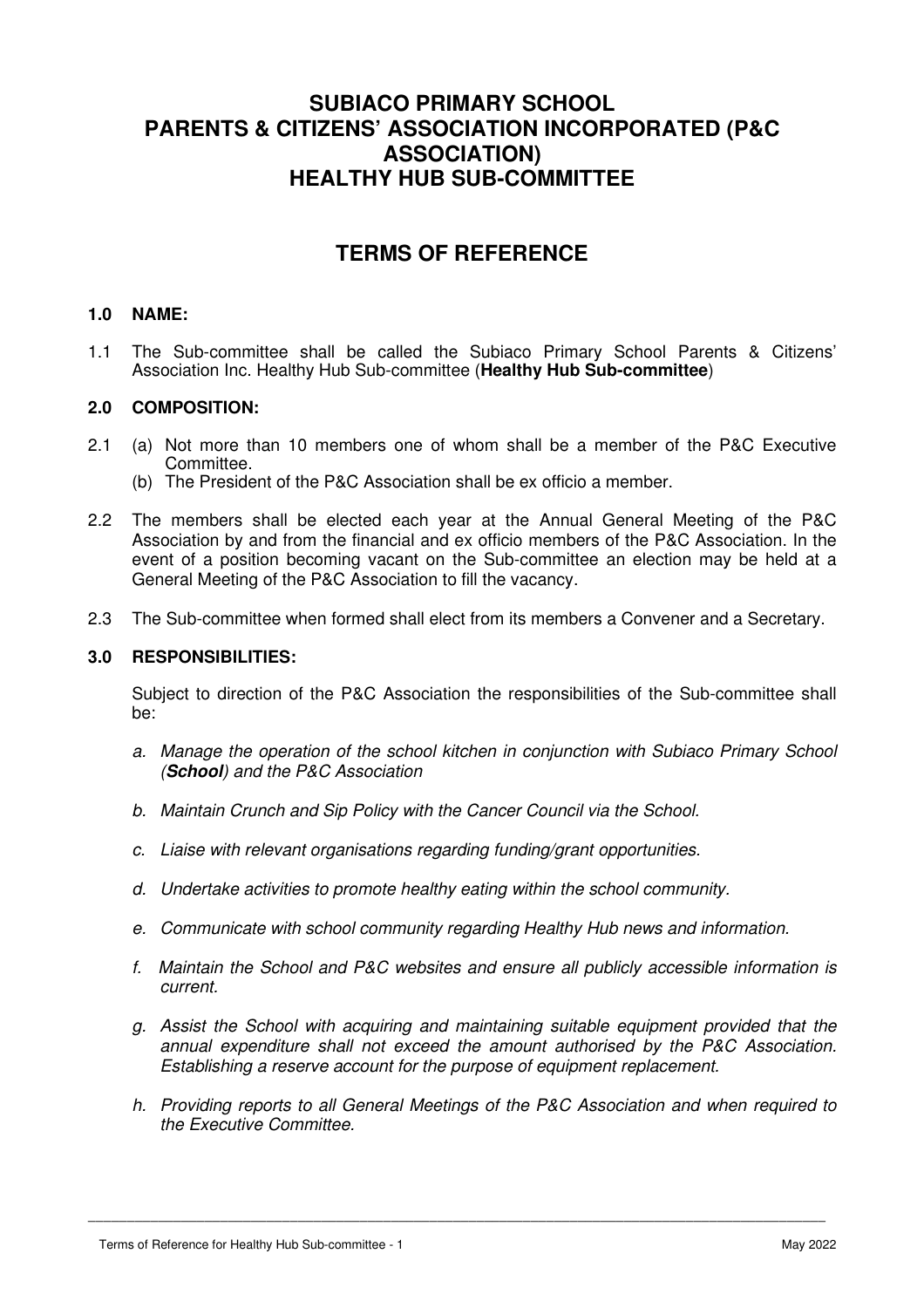# SUBIACO PRIMARY SCHOOL PARENTS & CITIZENS' ASSOCIATION INCORPORATED (P&C ASSOCIATION) HEALTHY HUB SUB-COMMITTEE

## TERMS OF REFERENCE

### 1.0 NAME:

1.1 The Sub-committee shall be called the Subiaco Primary School Parents & Citizens' Association Inc. Healthy Hub Sub-committee (**Healthy Hub Sub-committee**)

### 2.0 COMPOSITION:

2.1 (a) Not more than 10 members one of whom shall be a member of the P&C Executive Committee.
(b) The President of the P&C Association shall be ex officio a member.

2.2 The members shall be elected each year at the Annual General Meeting of the P&C Association by and from the financial and ex officio members of the P&C Association. In the event of a position becoming vacant on the Sub-committee an election may be held at a General Meeting of the P&C Association to fill the vacancy.

2.3 The Sub-committee when formed shall elect from its members a Convener and a Secretary.

### 3.0 RESPONSIBILITIES:

Subject to direction of the P&C Association the responsibilities of the Sub-committee shall be:

a. *Manage the operation of the school kitchen in conjunction with Subiaco Primary School (**School**) and the P&C Association*

b. *Maintain Crunch and Sip Policy with the Cancer Council via the School.*

c. *Liaise with relevant organisations regarding funding/grant opportunities.*

d. *Undertake activities to promote healthy eating within the school community.*

e. *Communicate with school community regarding Healthy Hub news and information.*

f. *Maintain the School and P&C websites and ensure all publicly accessible information is current.*

g. *Assist the School with acquiring and maintaining suitable equipment provided that the annual expenditure shall not exceed the amount authorised by the P&C Association. Establishing a reserve account for the purpose of equipment replacement.*

h. *Providing reports to all General Meetings of the P&C Association and when required to the Executive Committee.*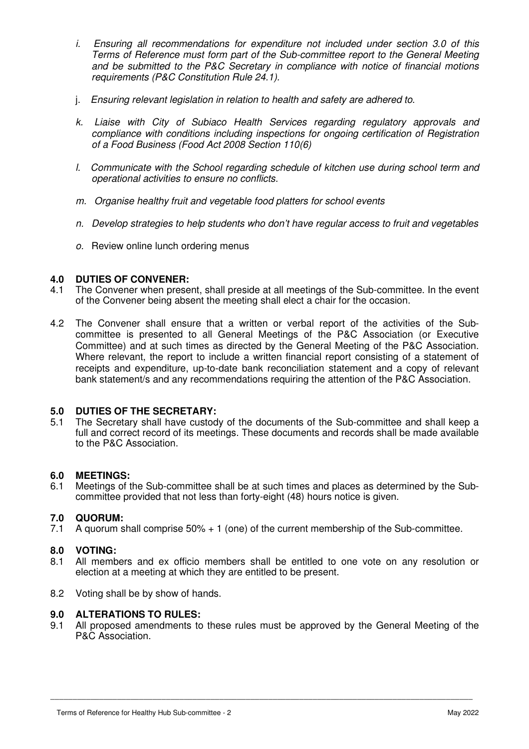i. *Ensuring all recommendations for expenditure not included under section 3.0 of this Terms of Reference must form part of the Sub-committee report to the General Meeting and be submitted to the P&C Secretary in compliance with notice of financial motions requirements (P&C Constitution Rule 24.1).*

j. *Ensuring relevant legislation in relation to health and safety are adhered to.*

k. *Liaise with City of Subiaco Health Services regarding regulatory approvals and compliance with conditions including inspections for ongoing certification of Registration of a Food Business (Food Act 2008 Section 110(6)*

l. *Communicate with the School regarding schedule of kitchen use during school term and operational activities to ensure no conflicts.*

m. *Organise healthy fruit and vegetable food platters for school events*

n. *Develop strategies to help students who don't have regular access to fruit and vegetables*

o. Review online lunch ordering menus

## 4.0 DUTIES OF CONVENER:

4.1 The Convener when present, shall preside at all meetings of the Sub-committee. In the event of the Convener being absent the meeting shall elect a chair for the occasion.

4.2 The Convener shall ensure that a written or verbal report of the activities of the Sub-committee is presented to all General Meetings of the P&C Association (or Executive Committee) and at such times as directed by the General Meeting of the P&C Association. Where relevant, the report to include a written financial report consisting of a statement of receipts and expenditure, up-to-date bank reconciliation statement and a copy of relevant bank statement/s and any recommendations requiring the attention of the P&C Association.

## 5.0 DUTIES OF THE SECRETARY:

5.1 The Secretary shall have custody of the documents of the Sub-committee and shall keep a full and correct record of its meetings. These documents and records shall be made available to the P&C Association.

## 6.0 MEETINGS:

6.1 Meetings of the Sub-committee shall be at such times and places as determined by the Sub-committee provided that not less than forty-eight (48) hours notice is given.

## 7.0 QUORUM:

7.1 A quorum shall comprise 50% + 1 (one) of the current membership of the Sub-committee.

## 8.0 VOTING:

8.1 All members and ex officio members shall be entitled to one vote on any resolution or election at a meeting at which they are entitled to be present.

8.2 Voting shall be by show of hands.

## 9.0 ALTERATIONS TO RULES:

9.1 All proposed amendments to these rules must be approved by the General Meeting of the P&C Association.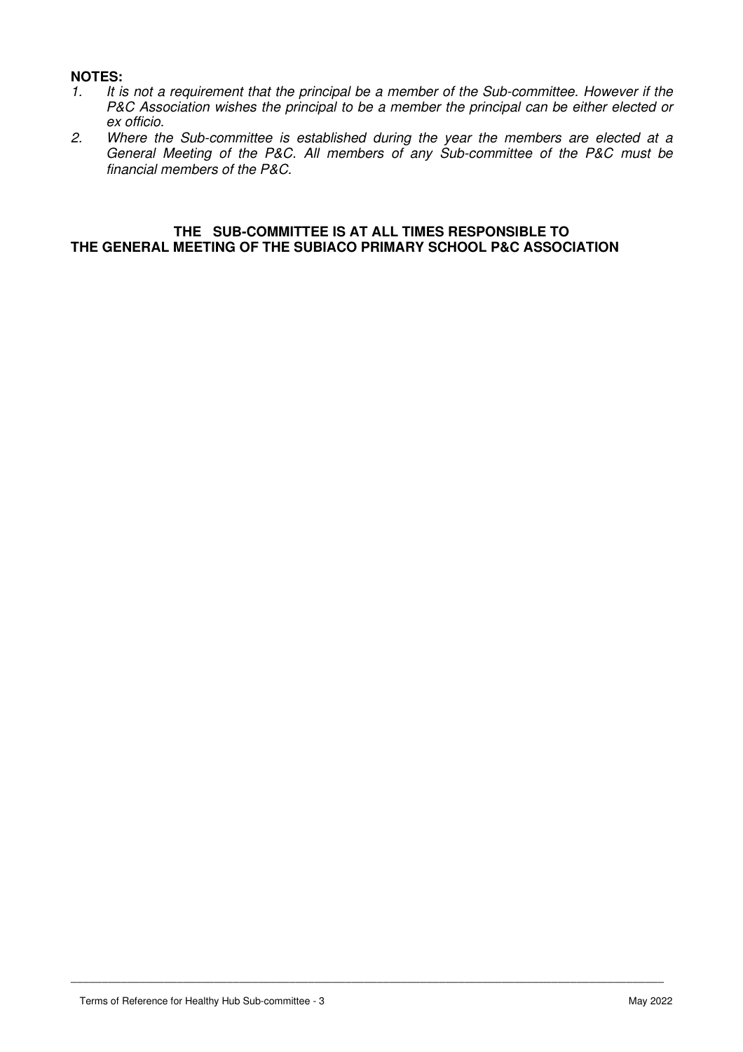**NOTES:**

1. *It is not a requirement that the principal be a member of the Sub-committee. However if the P&C Association wishes the principal to be a member the principal can be either elected or ex officio.*
2. *Where the Sub-committee is established during the year the members are elected at a General Meeting of the P&C. All members of any Sub-committee of the P&C must be financial members of the P&C.*

**THE SUB-COMMITTEE IS AT ALL TIMES RESPONSIBLE TO THE GENERAL MEETING OF THE SUBIACO PRIMARY SCHOOL P&C ASSOCIATION**